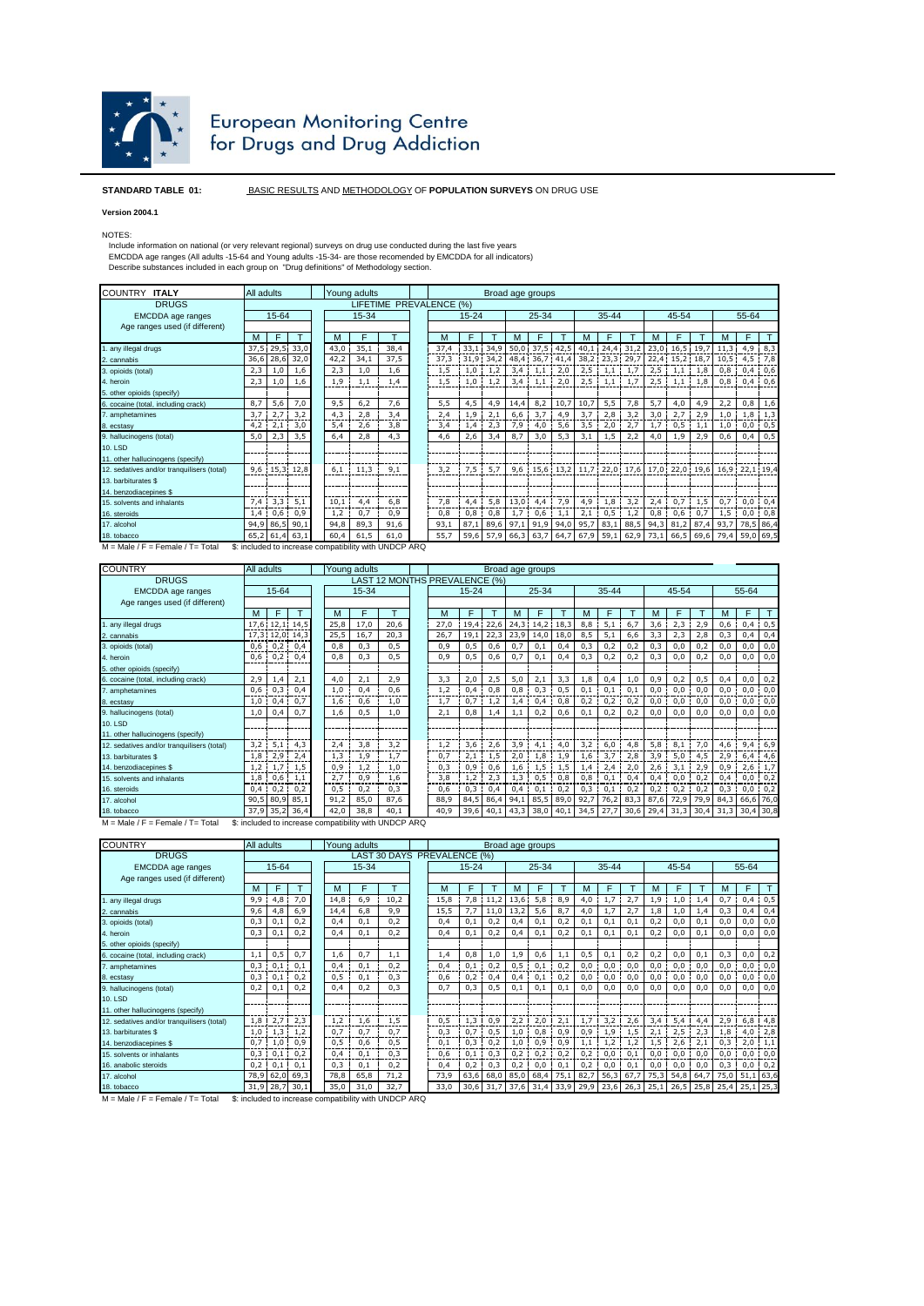# European Monitoring Centre for Drugs and Drug Addiction

**STANDARD TABLE 01:** BASIC RESULTS AND METHODOLOGY OF **POPULATION SURVEYS** ON DRUG USE

**Version 2004.1**

NOTES:

Include information on national (or very relevant regional) surveys on drug use conducted during the last five years
EMCDDA age ranges (All adults -15-64 and Young adults -15-34- are those recomended by EMCDDA for all indicators)
Describe substances included in each group on "Drug definitions" of Methodology section.

| COUNTRY **ITALY** | All adults | | | Young adults | | | Broad age groups | | | | | | | | | | | | | | | | | |
|---|---|---|---|---|---|---|---|---|---|---|---|---|---|---|---|---|---|---|---|---|---|---|---|---|
| DRUGS | LIFETIME PREVALENCE (%) | | | | | | | | | | | | | | | | | | | | | | | |
| EMCDDA age ranges | 15-64 | | | 15-34 | | | 15-24 | | | 25-34 | | | 35-44 | | | 45-54 | | | 55-64 | | | | | |
| Age ranges used (if different) | | | | | | | | | | | | | | | | | | | | | | | | |
| | M | F | T | M | F | T | M | F | T | M | F | T | M | F | T | M | F | T | M | F | T | | | |
| 1. any illegal drugs | 37,5 | 29,5 | 33,0 | 43,0 | 35,1 | 38,4 | 37,4 | 33,1 | 34,9 | 50,0 | 37,5 | 42,5 | 40,1 | 24,4 | 31,2 | 23,0 | 16,5 | 19,7 | 11,3 | 4,9 | 8,3 | | | |
| 2. cannabis | 36,6 | 28,6 | 32,0 | 42,2 | 34,1 | 37,5 | 37,3 | 31,9 | 34,2 | 48,4 | 36,7 | 41,4 | 38,2 | 23,3 | 29,7 | 22,4 | 15,2 | 18,7 | 10,5 | 4,5 | 7,8 | | | |
| 3. opioids (total) | 2,3 | 1,0 | 1,6 | 2,3 | 1,0 | 1,6 | 1,5 | 1,0 | 1,2 | 3,4 | 1,1 | 2,0 | 2,5 | 1,1 | 1,7 | 2,5 | 1,1 | 1,8 | 0,8 | 0,4 | 0,6 | | | |
| 4. heroin | 2,3 | 1,0 | 1,6 | 1,9 | 1,1 | 1,4 | 1,5 | 1,0 | 1,2 | 3,4 | 1,1 | 2,0 | 2,5 | 1,1 | 1,7 | 2,5 | 1,1 | 1,8 | 0,8 | 0,4 | 0,6 | | | |
| 5. other opioids (specify) | | | | | | | | | | | | | | | | | | | | | | | | |
| 6. cocaine (total, including crack) | 8,7 | 5,6 | 7,0 | 9,5 | 6,2 | 7,6 | 5,5 | 4,5 | 4,9 | 14,4 | 8,2 | 10,7 | 10,7 | 5,5 | 7,8 | 5,7 | 4,0 | 4,9 | 2,2 | 0,8 | 1,6 | | | |
| 7. amphetamines | 3,7 | 2,7 | 3,2 | 4,3 | 2,8 | 3,4 | 2,4 | 1,9 | 2,1 | 6,6 | 3,7 | 4,9 | 3,7 | 2,8 | 3,2 | 3,0 | 2,7 | 2,9 | 1,0 | 1,8 | 1,3 | | | |
| 8. ecstasy | 4,2 | 2,1 | 3,0 | 5,4 | 2,6 | 3,8 | 3,4 | 1,4 | 2,3 | 7,9 | 4,0 | 5,6 | 3,5 | 2,0 | 2,7 | 1,7 | 0,5 | 1,1 | 1,0 | 0,0 | 0,5 | | | |
| 9. hallucinogens (total) | 5,0 | 2,3 | 3,5 | 6,4 | 2,8 | 4,3 | 4,6 | 2,6 | 3,4 | 8,7 | 3,0 | 5,3 | 3,1 | 1,5 | 2,2 | 4,0 | 1,9 | 2,9 | 0,6 | 0,4 | 0,5 | | | |
| 10. LSD | | | | | | | | | | | | | | | | | | | | | | | | |
| 11. other hallucinogens (specify) | | | | | | | | | | | | | | | | | | | | | | | | |
| 12. sedatives and/or tranquilisers (total) | 9,6 | 15,3 | 12,8 | 6,1 | 11,3 | 9,1 | 3,2 | 7,5 | 5,7 | 9,6 | 15,6 | 13,2 | 11,7 | 22,0 | 17,6 | 17,0 | 22,0 | 19,6 | 16,9 | 22,1 | 19,4 | | | |
| 13. barbiturates $ | | | | | | | | | | | | | | | | | | | | | | | | |
| 14. benzodiacepines $ | | | | | | | | | | | | | | | | | | | | | | | | |
| 15. solvents and inhalants | 7,4 | 3,3 | 5,1 | 10,1 | 4,4 | 6,8 | 7,8 | 4,4 | 5,8 | 13,0 | 4,4 | 7,9 | 4,9 | 1,8 | 3,2 | 2,4 | 0,7 | 1,5 | 0,7 | 0,0 | 0,4 | | | |
| 16. steroids | 1,4 | 0,6 | 0,9 | 1,2 | 0,7 | 0,9 | 0,8 | 0,8 | 0,8 | 1,7 | 0,6 | 1,1 | 2,1 | 0,5 | 1,2 | 0,8 | 0,6 | 0,7 | 1,5 | 0,0 | 0,8 | | | |
| 17. alcohol | 94,9 | 86,5 | 90,1 | 94,8 | 89,3 | 91,6 | 93,1 | 87,1 | 89,6 | 97,1 | 91,9 | 94,0 | 95,7 | 83,1 | 88,5 | 94,3 | 81,2 | 87,4 | 93,7 | 78,5 | 86,4 | | | |
| 18. tobacco | 65,2 | 61,4 | 63,1 | 60,4 | 61,5 | 61,0 | 55,7 | 59,6 | 57,9 | 66,3 | 63,7 | 64,7 | 67,9 | 59,1 | 62,9 | 73,1 | 66,5 | 69,6 | 79,4 | 59,0 | 69,5 | | | |

M = Male / F = Female / T= Total $: included to increase compatibility with UNDCP ARQ

| COUNTRY | All adults | | | Young adults | | | Broad age groups | | | | | | | | | | | | | | |
|---|---|---|---|---|---|---|---|---|---|---|---|---|---|---|---|---|---|---|---|---|---|
| DRUGS | LAST 12 MONTHS PREVALENCE (%) | | | | | | | | | | | | | | | | | | | | |
| EMCDDA age ranges | 15-64 | | | 15-34 | | | 15-24 | | | 25-34 | | | 35-44 | | | 45-54 | | | 55-64 | | |
| Age ranges used (if different) | | | | | | | | | | | | | | | | | | | | | |
| | M | F | T | M | F | T | M | F | T | M | F | T | M | F | T | M | F | T | M | F | T |
| 1. any illegal drugs | 17,6 | 12,1 | 14,5 | 25,8 | 17,0 | 20,6 | 27,0 | 19,4 | 22,6 | 24,3 | 14,2 | 18,3 | 8,8 | 5,1 | 6,7 | 3,6 | 2,3 | 2,9 | 0,6 | 0,4 | 0,5 |
| 2. cannabis | 17,3 | 12,0 | 14,3 | 25,5 | 16,7 | 20,3 | 26,7 | 19,1 | 22,3 | 23,9 | 14,0 | 18,0 | 8,5 | 5,1 | 6,6 | 3,3 | 2,3 | 2,8 | 0,3 | 0,4 | 0,4 |
| 3. opioids (total) | 0,6 | 0,2 | 0,4 | 0,8 | 0,3 | 0,5 | 0,9 | 0,5 | 0,6 | 0,7 | 0,1 | 0,4 | 0,3 | 0,2 | 0,2 | 0,3 | 0,0 | 0,2 | 0,0 | 0,0 | 0,0 |
| 4. heroin | 0,6 | 0,2 | 0,4 | 0,8 | 0,3 | 0,5 | 0,9 | 0,5 | 0,6 | 0,7 | 0,1 | 0,4 | 0,3 | 0,2 | 0,2 | 0,3 | 0,0 | 0,2 | 0,0 | 0,0 | 0,0 |
| 5. other opioids (specify) | | | | | | | | | | | | | | | | | | | | | |
| 6. cocaine (total, including crack) | 2,9 | 1,4 | 2,1 | 4,0 | 2,1 | 2,9 | 3,3 | 2,0 | 2,5 | 5,0 | 2,1 | 3,3 | 1,8 | 0,4 | 1,0 | 0,9 | 0,2 | 0,5 | 0,4 | 0,0 | 0,2 |
| 7. amphetamines | 0,6 | 0,3 | 0,4 | 1,0 | 0,4 | 0,6 | 1,2 | 0,4 | 0,8 | 0,8 | 0,3 | 0,5 | 0,1 | 0,1 | 0,1 | 0,0 | 0,0 | 0,0 | 0,0 | 0,0 | 0,0 |
| 8. ecstasy | 1,0 | 0,4 | 0,7 | 1,6 | 0,6 | 1,0 | 1,7 | 0,7 | 1,2 | 1,4 | 0,4 | 0,8 | 0,2 | 0,2 | 0,2 | 0,0 | 0,0 | 0,0 | 0,0 | 0,0 | 0,0 |
| 9. hallucinogens (total) | 1,0 | 0,4 | 0,7 | 1,6 | 0,5 | 1,0 | 2,1 | 0,8 | 1,4 | 1,1 | 0,2 | 0,6 | 0,1 | 0,2 | 0,2 | 0,0 | 0,0 | 0,0 | 0,0 | 0,0 | 0,0 |
| 10. LSD | | | | | | | | | | | | | | | | | | | | | |
| 11. other hallucinogens (specify) | | | | | | | | | | | | | | | | | | | | | |
| 12. sedatives and/or tranquilisers (total) | 3,2 | 5,1 | 4,3 | 2,4 | 3,8 | 3,2 | 1,2 | 3,6 | 2,6 | 3,9 | 4,1 | 4,0 | 3,2 | 6,0 | 4,8 | 5,8 | 8,1 | 7,0 | 4,6 | 9,4 | 6,9 |
| 13. barbiturates $ | 1,8 | 2,9 | 2,4 | 1,3 | 1,9 | 1,7 | 0,7 | 2,1 | 1,5 | 2,0 | 1,8 | 1,9 | 1,6 | 3,7 | 2,8 | 3,9 | 5,0 | 4,5 | 2,9 | 6,4 | 4,6 |
| 14. benzodiacepines $ | 1,2 | 1,7 | 1,5 | 0,9 | 1,2 | 1,0 | 0,3 | 0,9 | 0,6 | 1,6 | 1,5 | 1,5 | 1,4 | 2,4 | 2,0 | 2,6 | 3,1 | 2,9 | 0,9 | 2,6 | 1,7 |
| 15. solvents and inhalants | 1,8 | 0,6 | 1,1 | 2,7 | 0,9 | 1,6 | 3,8 | 1,2 | 2,3 | 1,3 | 0,5 | 0,8 | 0,8 | 0,1 | 0,4 | 0,4 | 0,0 | 0,2 | 0,4 | 0,0 | 0,2 |
| 16. steroids | 0,4 | 0,2 | 0,2 | 0,5 | 0,2 | 0,3 | 0,6 | 0,3 | 0,4 | 0,4 | 0,1 | 0,2 | 0,3 | 0,1 | 0,2 | 0,2 | 0,2 | 0,2 | 0,3 | 0,0 | 0,2 |
| 17. alcohol | 90,5 | 80,9 | 85,1 | 91,2 | 85,0 | 87,6 | 88,9 | 84,5 | 86,4 | 94,1 | 85,5 | 89,0 | 92,7 | 76,2 | 83,3 | 87,6 | 72,9 | 79,9 | 84,3 | 66,6 | 76,0 |
| 18. tobacco | 37,9 | 35,2 | 36,4 | 42,0 | 38,8 | 40,1 | 40,9 | 39,6 | 40,1 | 43,3 | 38,0 | 40,1 | 34,5 | 27,7 | 30,6 | 29,4 | 31,3 | 30,4 | 31,3 | 30,4 | 30,8 |

M = Male / F = Female / T= Total $: included to increase compatibility with UNDCP ARQ

| COUNTRY | All adults | | | Young adults | | | Broad age groups | | | | | | | | | | | | | | |
|---|---|---|---|---|---|---|---|---|---|---|---|---|---|---|---|---|---|---|---|---|---|
| DRUGS | LAST 30 DAYS PREVALENCE (%) | | | | | | | | | | | | | | | | | | | | |
| EMCDDA age ranges | 15-64 | | | 15-34 | | | 15-24 | | | 25-34 | | | 35-44 | | | 45-54 | | | 55-64 | | |
| Age ranges used (if different) | | | | | | | | | | | | | | | | | | | | | |
| | M | F | T | M | F | T | M | F | T | M | F | T | M | F | T | M | F | T | M | F | T |
| 1. any illegal drugs | 9,9 | 4,8 | 7,0 | 14,8 | 6,9 | 10,2 | 15,8 | 7,8 | 11,2 | 13,6 | 5,8 | 8,9 | 4,0 | 1,7 | 2,7 | 1,9 | 1,0 | 1,4 | 0,7 | 0,4 | 0,5 |
| 2. cannabis | 9,6 | 4,8 | 6,9 | 14,4 | 6,8 | 9,9 | 15,5 | 7,7 | 11,0 | 13,2 | 5,6 | 8,7 | 4,0 | 1,7 | 2,7 | 1,8 | 1,0 | 1,4 | 0,3 | 0,4 | 0,4 |
| 3. opioids (total) | 0,3 | 0,1 | 0,2 | 0,4 | 0,1 | 0,2 | 0,4 | 0,1 | 0,2 | 0,4 | 0,1 | 0,2 | 0,1 | 0,1 | 0,1 | 0,2 | 0,0 | 0,1 | 0,0 | 0,0 | 0,0 |
| 4. heroin | 0,3 | 0,1 | 0,2 | 0,4 | 0,1 | 0,2 | 0,4 | 0,1 | 0,2 | 0,4 | 0,1 | 0,2 | 0,1 | 0,1 | 0,1 | 0,2 | 0,0 | 0,1 | 0,0 | 0,0 | 0,0 |
| 5. other opioids (specify) | | | | | | | | | | | | | | | | | | | | | |
| 6. cocaine (total, including crack) | 1,1 | 0,5 | 0,7 | 1,6 | 0,7 | 1,1 | 1,4 | 0,8 | 1,0 | 1,9 | 0,6 | 1,1 | 0,5 | 0,1 | 0,2 | 0,2 | 0,0 | 0,1 | 0,3 | 0,0 | 0,2 |
| 7. amphetamines | 0,3 | 0,1 | 0,1 | 0,4 | 0,1 | 0,2 | 0,4 | 0,1 | 0,2 | 0,5 | 0,1 | 0,2 | 0,0 | 0,0 | 0,0 | 0,0 | 0,0 | 0,0 | 0,0 | 0,0 | 0,0 |
| 8. ecstasy | 0,3 | 0,1 | 0,2 | 0,5 | 0,1 | 0,3 | 0,6 | 0,2 | 0,4 | 0,4 | 0,1 | 0,2 | 0,0 | 0,0 | 0,0 | 0,0 | 0,0 | 0,0 | 0,0 | 0,0 | 0,0 |
| 9. hallucinogens (total) | 0,2 | 0,1 | 0,2 | 0,4 | 0,2 | 0,3 | 0,7 | 0,3 | 0,5 | 0,1 | 0,1 | 0,1 | 0,0 | 0,0 | 0,0 | 0,0 | 0,0 | 0,0 | 0,0 | 0,0 | 0,0 |
| 10. LSD | | | | | | | | | | | | | | | | | | | | | |
| 11. other hallucinogens (specify) | | | | | | | | | | | | | | | | | | | | | |
| 12. sedatives and/or tranquilisers (total) | 1,8 | 2,7 | 2,3 | 1,2 | 1,6 | 1,5 | 0,5 | 1,3 | 0,9 | 2,2 | 2,0 | 2,1 | 1,7 | 3,2 | 2,6 | 3,4 | 5,4 | 4,4 | 2,9 | 6,8 | 4,8 |
| 13. barbiturates $ | 1,0 | 1,3 | 1,2 | 0,7 | 0,7 | 0,7 | 0,3 | 0,7 | 0,5 | 1,0 | 0,8 | 0,9 | 0,9 | 1,9 | 1,5 | 2,1 | 2,5 | 2,3 | 1,8 | 4,0 | 2,8 |
| 14. benzodiacepines $ | 0,7 | 1,0 | 0,9 | 0,5 | 0,6 | 0,5 | 0,1 | 0,3 | 0,2 | 1,0 | 0,9 | 0,9 | 1,1 | 1,2 | 1,2 | 1,5 | 2,6 | 2,1 | 0,3 | 2,0 | 1,1 |
| 15. solvents or inhalants | 0,3 | 0,1 | 0,2 | 0,4 | 0,1 | 0,3 | 0,6 | 0,1 | 0,3 | 0,2 | 0,2 | 0,2 | 0,2 | 0,0 | 0,1 | 0,0 | 0,0 | 0,0 | 0,0 | 0,0 | 0,0 |
| 16. anabolic steroids | 0,2 | 0,1 | 0,1 | 0,3 | 0,1 | 0,2 | 0,4 | 0,2 | 0,3 | 0,2 | 0,0 | 0,1 | 0,2 | 0,0 | 0,1 | 0,0 | 0,0 | 0,0 | 0,3 | 0,0 | 0,2 |
| 17. alcohol | 78,9 | 62,0 | 69,3 | 78,8 | 65,8 | 71,2 | 73,9 | 63,6 | 68,0 | 85,0 | 68,4 | 75,1 | 82,7 | 56,3 | 67,7 | 75,3 | 54,8 | 64,7 | 75,0 | 51,1 | 63,6 |
| 18. tobacco | 31,9 | 28,7 | 30,1 | 35,0 | 31,0 | 32,7 | 33,0 | 30,6 | 31,7 | 37,6 | 31,4 | 33,9 | 29,9 | 23,6 | 26,3 | 25,1 | 26,5 | 25,8 | 25,4 | 25,1 | 25,3 |

M = Male / F = Female / T= Total $: included to increase compatibility with UNDCP ARQ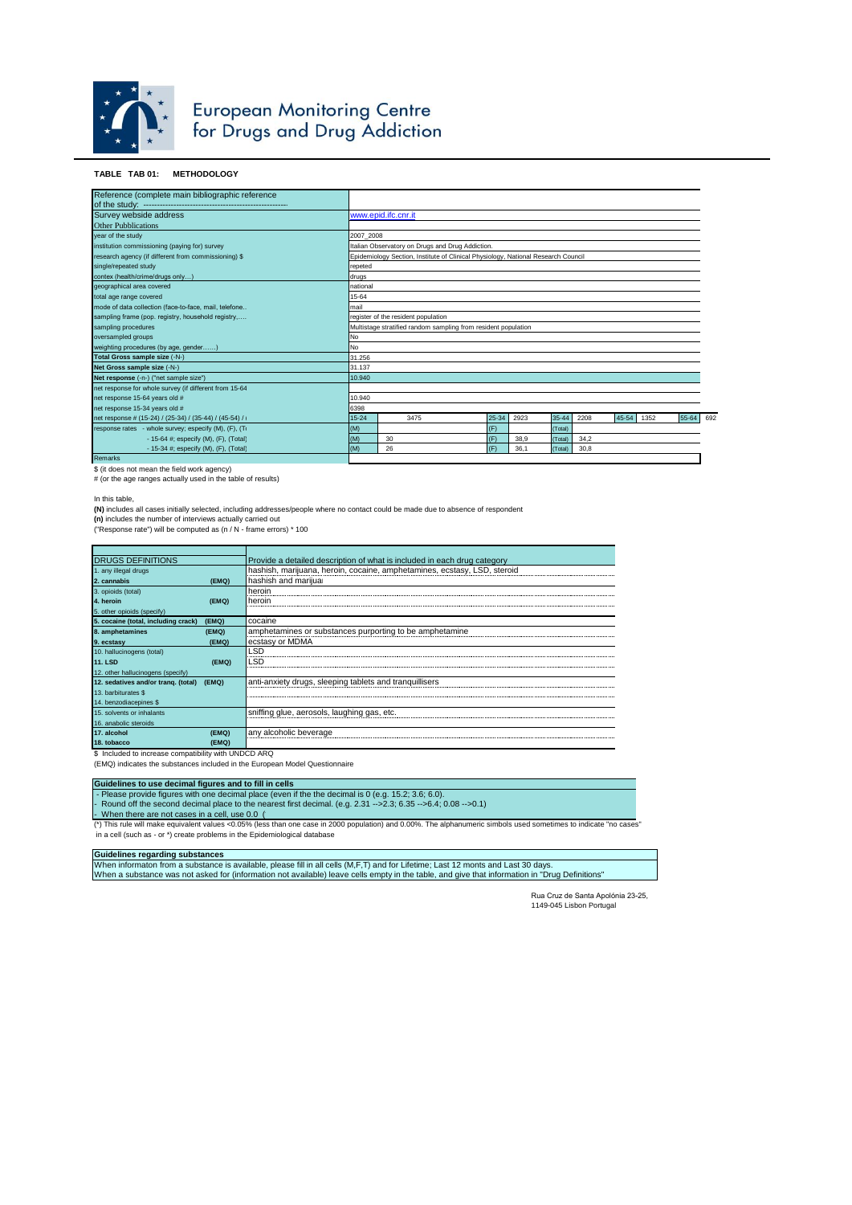# European Monitoring Centre for Drugs and Drug Addiction

**TABLE TAB 01: METHODOLOGY**

| | | | | | | | | | |
|---|---|---|---|---|---|---|---|---|---|
| Reference (complete main bibliographic reference of the study: ------------------------------------------------- | | | | | | | | | |
| Survey webside address | www.epid.ifc.cnr.it | | | | | | | | |
| Other Pubblications | | | | | | | | | |
| year of the study | 2007_2008 | | | | | | | | |
| institution commissioning (paying for) survey | Italian Observatory on Drugs and Drug Addiction. | | | | | | | | |
| research agency (if different from commissioning) $ | Epidemiology Section, Institute of Clinical Physiology, National Research Council | | | | | | | | |
| single/repeated study | repeted | | | | | | | | |
| contex (health/crime/drugs only…) | drugs | | | | | | | | |
| geographical area covered | national | | | | | | | | |
| total age range covered | 15-64 | | | | | | | | |
| mode of data collection (face-to-face, mail, telefone.. | mail | | | | | | | | |
| sampling frame (pop. registry, household registry,…. | register of the resident population | | | | | | | | |
| sampling procedures | Multistage stratified random sampling from resident population | | | | | | | | |
| oversampled groups | No | | | | | | | | |
| weighting procedures (by age, gender…….) | No | | | | | | | | |
| **Total Gross sample size** (-N-) | 31.256 | | | | | | | | |
| **Net Gross sample size** (-N-) | 31.137 | | | | | | | | |
| **Net response** (-n-) ("net sample size") | 10.940 | | | | | | | | |
| net response for whole survey (if different from 15-64 | | | | | | | | | |
| net response 15-64 years old # | 10.940 | | | | | | | | |
| net response 15-34 years old # | 6398 | | | | | | | | |
| net response # (15-24) / (25-34) / (35-44) / (45-54) / ( | 15-24 | 3475 | 25-34 | 2923 | 35-44 | 2208 | 45-54 | 1352 | 55-64 692 |
| response rates - whole survey; especify (M), (F), (T | (M) | | (F) | | (Total) | | | | |
| - 15-64 #; especify (M), (F), (Total) | (M) | 30 | (F) | 38,9 | (Total) | 34,2 | | | |
| - 15-34 #; especify (M), (F), (Total) | (M) | 26 | (F) | 36,1 | (Total) | 30,8 | | | |
| Remarks | | | | | | | | | |

$ (it does not mean the field work agency)

# (or the age ranges actually used in the table of results)

In this table,

**(N)** includes all cases initially selected, including addresses/people where no contact could be made due to absence of respondent

**(n)** includes the number of interviews actually carried out

("Response rate") will be computed as (n / N - frame errors) * 100

| DRUGS DEFINITIONS | | Provide a detailed description of what is included in each drug category |
|---|---|---|
| 1. any illegal drugs | | hashish, marijuana, heroin, cocaine, amphetamines, ecstasy, LSD, steroid |
| **2. cannabis** | **(EMQ)** | hashish and marijuai |
| 3. opioids (total) | | heroin |
| **4. heroin** | **(EMQ)** | heroin |
| 5. other opioids (specify) | | |
| **5. cocaine (total, including crack)** | **(EMQ)** | cocaine |
| **8. amphetamines** | **(EMQ)** | amphetamines or substances purporting to be amphetamine |
| **9. ecstasy** | **(EMQ)** | ecstasy or MDMA |
| 10. hallucinogens (total) | | LSD |
| **11. LSD** | **(EMQ)** | LSD |
| 12. other hallucinogens (specify) | | |
| **12. sedatives and/or tranq. (total)** | **(EMQ)** | anti-anxiety drugs, sleeping tablets and tranquillisers |
| 13. barbiturates $ | | |
| 14. benzodiacepines $ | | |
| 15. solvents or inhalants | | sniffing glue, aerosols, laughing gas, etc. |
| 16. anabolic steroids | | |
| **17. alcohol** | **(EMQ)** | any alcoholic beverage |
| **18. tobacco** | **(EMQ)** | |

$ Included to increase compatibility with UNDCD ARQ

(EMQ) indicates the substances included in the European Model Questionnaire

**Guidelines to use decimal figures and to fill in cells**

- Please provide figures with one decimal place (even if the decimal is 0 (e.g. 15.2; 3.6; 6.0).
- Round off the second decimal place to the nearest first decimal. (e.g. 2.31 -->2.3; 6.35 -->6.4; 0.08 -->0.1)
- When there are not cases in a cell, use 0.0 (

(*) This rule will make equivalent values <0.05% (less than one case in 2000 population) and 0.00%. The alphanumeric simbols used sometimes to indicate "no cases" in a cell (such as - or *) create problems in the Epidemiological database

**Guidelines regarding substances**

When informaton from a substance is available, please fill in all cells (M,F,T) and for Lifetime; Last 12 monts and Last 30 days.
When a substance was not asked for (information not available) leave cells empty in the table, and give that information in "Drug Definitions"

Rua Cruz de Santa Apolónia 23-25,
1149-045 Lisbon Portugal